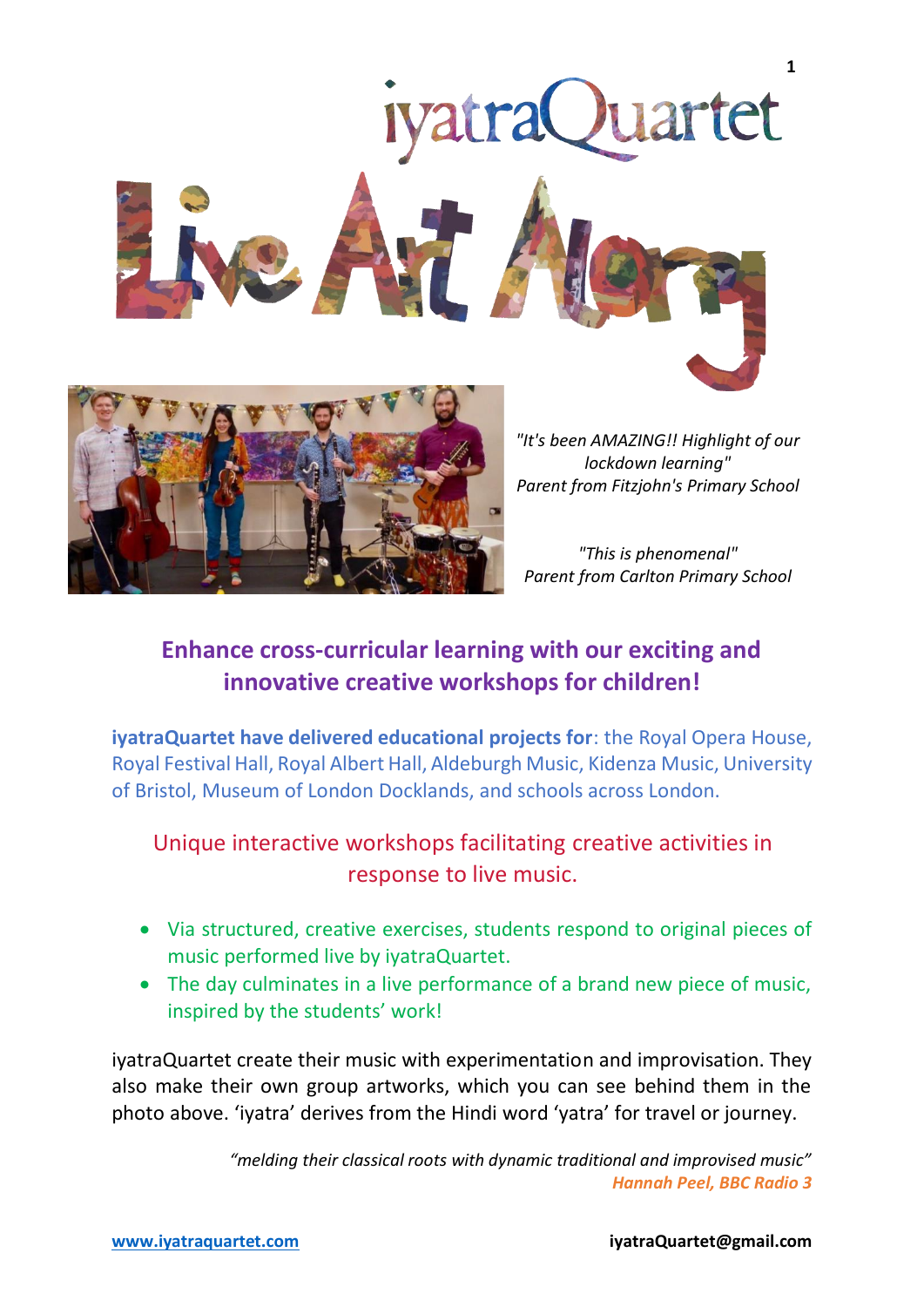# iyatraQuartet

# Live Art Along

*"It's been AMAZING!! Highlight of our lockdown learning"*
*Parent from Fitzjohn's Primary School*

*"This is phenomenal"*
*Parent from Carlton Primary School*

## Enhance cross-curricular learning with our exciting and innovative creative workshops for children!

**iyatraQuartet have delivered educational projects for**: the Royal Opera House, Royal Festival Hall, Royal Albert Hall, Aldeburgh Music, Kidenza Music, University of Bristol, Museum of London Docklands, and schools across London.

### Unique interactive workshops facilitating creative activities in response to live music.

- Via structured, creative exercises, students respond to original pieces of music performed live by iyatraQuartet.
- The day culminates in a live performance of a brand new piece of music, inspired by the students' work!

iyatraQuartet create their music with experimentation and improvisation. They also make their own group artworks, which you can see behind them in the photo above. 'iyatra' derives from the Hindi word 'yatra' for travel or journey.

*"melding their classical roots with dynamic traditional and improvised music"*
***Hannah Peel, BBC Radio 3***

**[www.iyatraquartet.com](http://www.iyatraquartet.com)** **iyatraQuartet@gmail.com**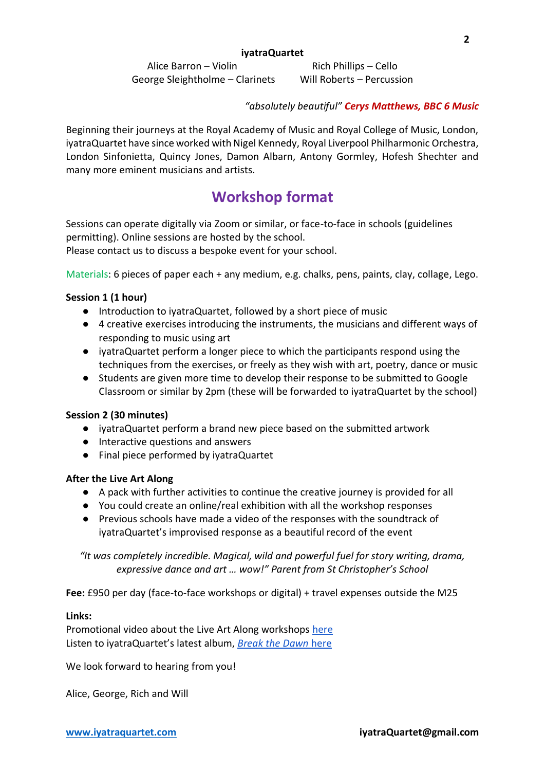**iyatraQuartet**

Alice Barron – Violin
Rich Phillips – Cello
George Sleightholme – Clarinets
Will Roberts – Percussion

*"absolutely beautiful"* ***Cerys Matthews, BBC 6 Music***

Beginning their journeys at the Royal Academy of Music and Royal College of Music, London, iyatraQuartet have since worked with Nigel Kennedy, Royal Liverpool Philharmonic Orchestra, London Sinfonietta, Quincy Jones, Damon Albarn, Antony Gormley, Hofesh Shechter and many more eminent musicians and artists.

## Workshop format

Sessions can operate digitally via Zoom or similar, or face-to-face in schools (guidelines permitting). Online sessions are hosted by the school.
Please contact us to discuss a bespoke event for your school.

Materials: 6 pieces of paper each + any medium, e.g. chalks, pens, paints, clay, collage, Lego.

**Session 1 (1 hour)**

- Introduction to iyatraQuartet, followed by a short piece of music
- 4 creative exercises introducing the instruments, the musicians and different ways of responding to music using art
- iyatraQuartet perform a longer piece to which the participants respond using the techniques from the exercises, or freely as they wish with art, poetry, dance or music
- Students are given more time to develop their response to be submitted to Google Classroom or similar by 2pm (these will be forwarded to iyatraQuartet by the school)

**Session 2 (30 minutes)**

- iyatraQuartet perform a brand new piece based on the submitted artwork
- Interactive questions and answers
- Final piece performed by iyatraQuartet

**After the Live Art Along**

- A pack with further activities to continue the creative journey is provided for all
- You could create an online/real exhibition with all the workshop responses
- Previous schools have made a video of the responses with the soundtrack of iyatraQuartet's improvised response as a beautiful record of the event

*"It was completely incredible. Magical, wild and powerful fuel for story writing, drama, expressive dance and art … wow!" Parent from St Christopher's School*

**Fee:** £950 per day (face-to-face workshops or digital) + travel expenses outside the M25

**Links:**
Promotional video about the Live Art Along workshops here
Listen to iyatraQuartet's latest album, *Break the Dawn* here

We look forward to hearing from you!

Alice, George, Rich and Will

www.iyatraquartet.com

**iyatraQuartet@gmail.com**